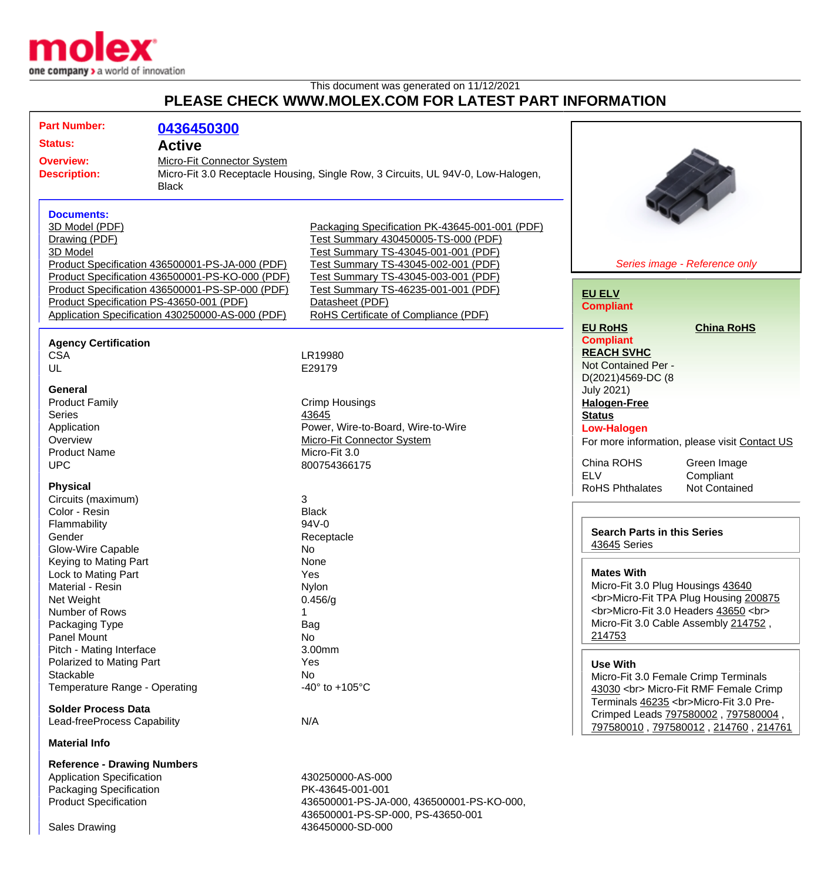molex
one company > a world of innovation

This document was generated on 11/12/2021

# PLEASE CHECK WWW.MOLEX.COM FOR LATEST PART INFORMATION

**Part Number:** 0436450300
**Status:** Active
**Overview:** Micro-Fit Connector System
**Description:** Micro-Fit 3.0 Receptacle Housing, Single Row, 3 Circuits, UL 94V-0, Low-Halogen, Black

### Documents:

- 3D Model (PDF)
- Drawing (PDF)
- 3D Model
- Product Specification 436500001-PS-JA-000 (PDF)
- Product Specification 436500001-PS-KO-000 (PDF)
- Product Specification 436500001-PS-SP-000 (PDF)
- Product Specification PS-43650-001 (PDF)
- Application Specification 430250000-AS-000 (PDF)
- Packaging Specification PK-43645-001-001 (PDF)
- Test Summary 430450005-TS-000 (PDF)
- Test Summary TS-43045-001-001 (PDF)
- Test Summary TS-43045-002-001 (PDF)
- Test Summary TS-43045-003-001 (PDF)
- Test Summary TS-46235-001-001 (PDF)
- Datasheet (PDF)
- RoHS Certificate of Compliance (PDF)

### Agency Certification

| | |
|---|---|
| CSA | LR19980 |
| UL | E29179 |

### General

| | |
|---|---|
| Product Family | Crimp Housings |
| Series | 43645 |
| Application | Power, Wire-to-Board, Wire-to-Wire |
| Overview | Micro-Fit Connector System |
| Product Name | Micro-Fit 3.0 |
| UPC | 800754366175 |

### Physical

| | |
|---|---|
| Circuits (maximum) | 3 |
| Color - Resin | Black |
| Flammability | 94V-0 |
| Gender | Receptacle |
| Glow-Wire Capable | No |
| Keying to Mating Part | None |
| Lock to Mating Part | Yes |
| Material - Resin | Nylon |
| Net Weight | 0.456/g |
| Number of Rows | 1 |
| Packaging Type | Bag |
| Panel Mount | No |
| Pitch - Mating Interface | 3.00mm |
| Polarized to Mating Part | Yes |
| Stackable | No |
| Temperature Range - Operating | -40° to +105°C |

### Solder Process Data

| | |
|---|---|
| Lead-freeProcess Capability | N/A |

### Material Info

### Reference - Drawing Numbers

| | |
|---|---|
| Application Specification | 430250000-AS-000 |
| Packaging Specification | PK-43645-001-001 |
| Product Specification | 436500001-PS-JA-000, 436500001-PS-KO-000, 436500001-PS-SP-000, PS-43650-001 |
| Sales Drawing | 436450000-SD-000 |

*Series image - Reference only*

**EU ELV**
**Compliant**

**EU RoHS** **China RoHS**
**Compliant**

**REACH SVHC**
Not Contained Per - D(2021)4569-DC (8 July 2021)

**Halogen-Free Status**
**Low-Halogen**

For more information, please visit Contact US

| | |
|---|---|
| China ROHS | Green Image |
| ELV | Compliant |
| RoHS Phthalates | Not Contained |

**Search Parts in this Series**
43645 Series

**Mates With**
Micro-Fit 3.0 Plug Housings 43640 <br>Micro-Fit TPA Plug Housing 200875 <br>Micro-Fit 3.0 Headers 43650 <br> Micro-Fit 3.0 Cable Assembly 214752 , 214753

**Use With**
Micro-Fit 3.0 Female Crimp Terminals 43030 <br> Micro-Fit RMF Female Crimp Terminals 46235 <br>Micro-Fit 3.0 Pre-Crimped Leads 797580002 , 797580004 , 797580010 , 797580012 , 214760 , 214761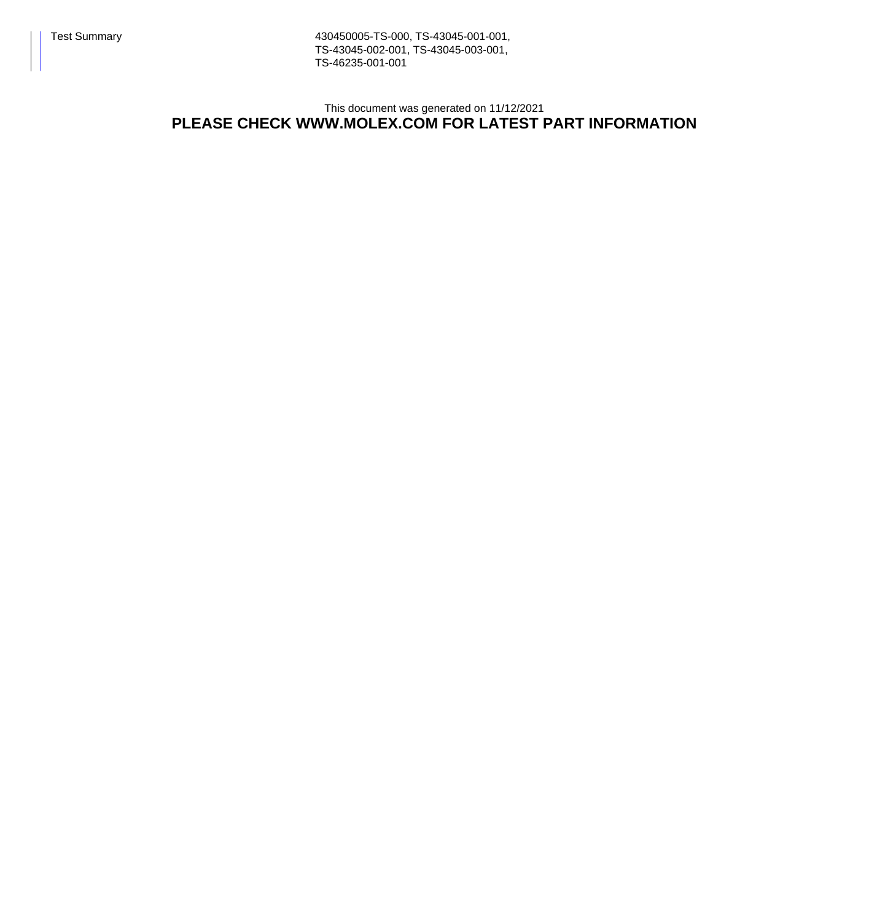| Test Summary | 430450005-TS-000, TS-43045-001-001, TS-43045-002-001, TS-43045-003-001, TS-46235-001-001 |
| --- | --- |

This document was generated on 11/12/2021

**PLEASE CHECK WWW.MOLEX.COM FOR LATEST PART INFORMATION**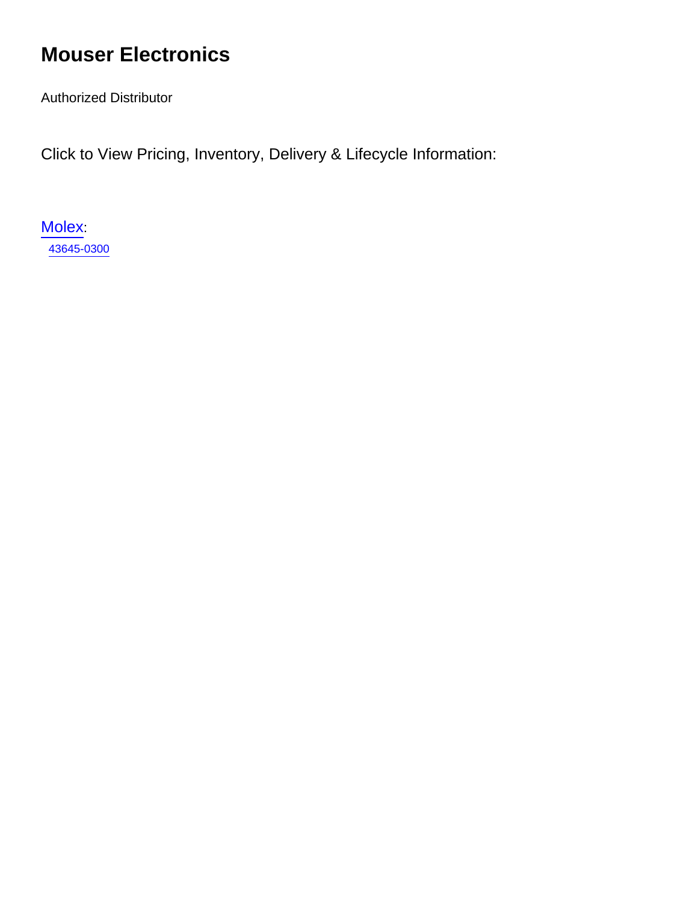# Mouser Electronics

Authorized Distributor

Click to View Pricing, Inventory, Delivery & Lifecycle Information:

Molex:

43645-0300